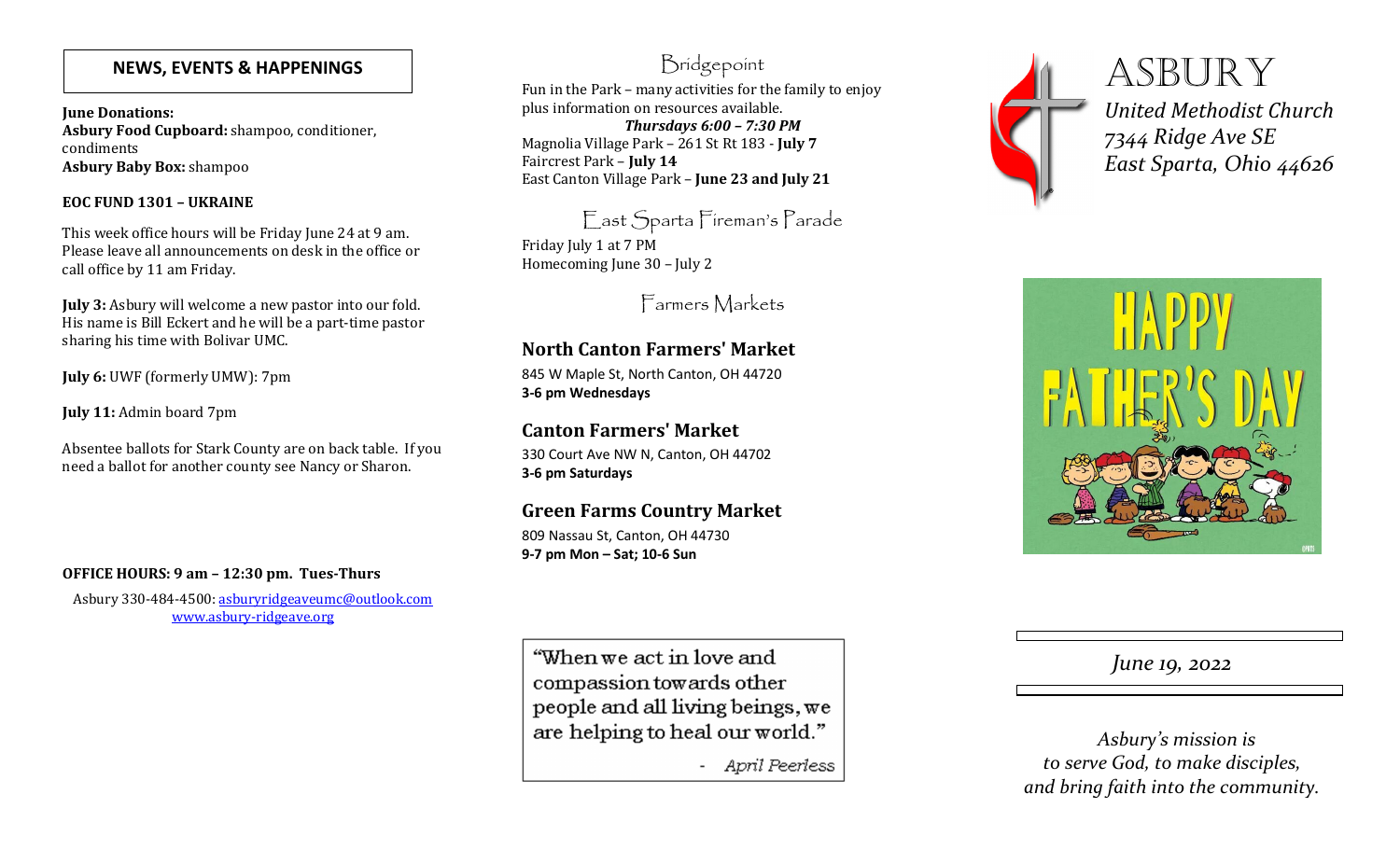## NEWS, EVENTS & HAPPENINGS

**June Donations:**
**Asbury Food Cupboard:** shampoo, conditioner, condiments
**Asbury Baby Box:** shampoo

**EOC FUND 1301 – UKRAINE**

This week office hours will be Friday June 24 at 9 am. Please leave all announcements on desk in the office or call office by 11 am Friday.

**July 3:** Asbury will welcome a new pastor into our fold. His name is Bill Eckert and he will be a part-time pastor sharing his time with Bolivar UMC.

**July 6:** UWF (formerly UMW): 7pm

**July 11:** Admin board 7pm

Absentee ballots for Stark County are on back table. If you need a ballot for another county see Nancy or Sharon.

**OFFICE HOURS: 9 am – 12:30 pm. Tues-Thurs**

Asbury 330-484-4500: asburyridgeaveumc@outlook.com
www.asbury-ridgeave.org

## Bridgepoint

Fun in the Park – many activities for the family to enjoy plus information on resources available.

***Thursdays 6:00 – 7:30 PM***

Magnolia Village Park – 261 St Rt 183 - **July 7**
Faircrest Park – **July 14**
East Canton Village Park – **June 23 and July 21**

## East Sparta Fireman's Parade

Friday July 1 at 7 PM
Homecoming June 30 – July 2

## Farmers Markets

### North Canton Farmers' Market

845 W Maple St, North Canton, OH 44720
**3-6 pm Wednesdays**

### Canton Farmers' Market

330 Court Ave NW N, Canton, OH 44702
**3-6 pm Saturdays**

### Green Farms Country Market

809 Nassau St, Canton, OH 44730
**9-7 pm Mon – Sat; 10-6 Sun**

"When we act in love and compassion towards other people and all living beings, we are helping to heal our world."

- *April Peerless*

# ASBURY

*United Methodist Church*
*7344 Ridge Ave SE*
*East Sparta, Ohio 44626*

HAPPY FATHER'S DAY

*June 19, 2022*

*Asbury's mission is*
*to serve God, to make disciples,*
*and bring faith into the community.*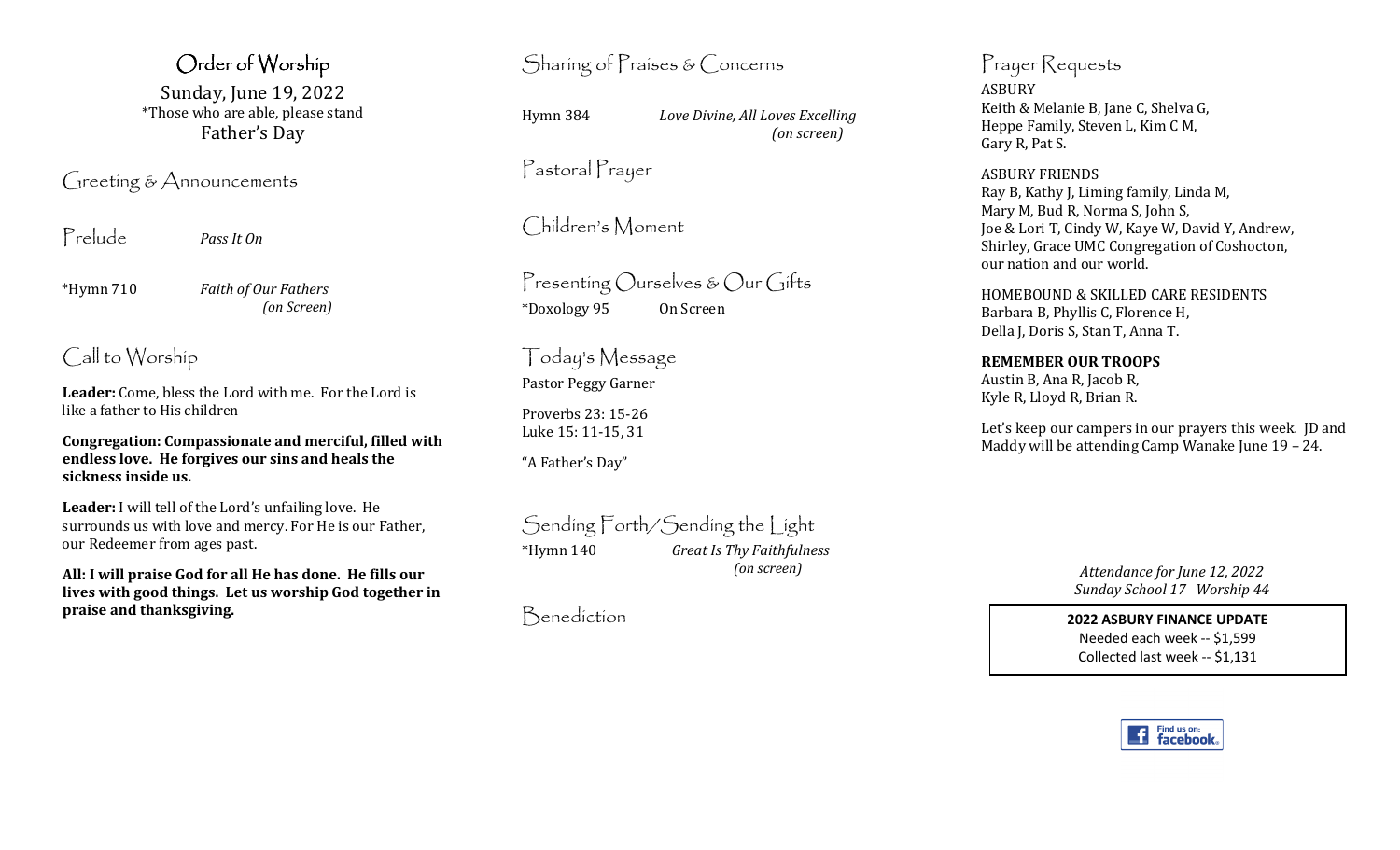## Order of Worship

Sunday, June 19, 2022
*Those who are able, please stand
Father's Day

### Greeting & Announcements

### Prelude
*Pass It On*

*Hymn 710 *Faith of Our Fathers* *(on Screen)*

### Call to Worship

**Leader:** Come, bless the Lord with me. For the Lord is like a father to His children

**Congregation: Compassionate and merciful, filled with endless love. He forgives our sins and heals the sickness inside us.**

**Leader:** I will tell of the Lord's unfailing love. He surrounds us with love and mercy. For He is our Father, our Redeemer from ages past.

**All: I will praise God for all He has done. He fills our lives with good things. Let us worship God together in praise and thanksgiving.**

### Sharing of Praises & Concerns

Hymn 384 *Love Divine, All Loves Excelling* *(on screen)*

### Pastoral Prayer

### Children's Moment

### Presenting Ourselves & Our Gifts

*Doxology 95 On Screen

### Today's Message

Pastor Peggy Garner

Proverbs 23: 15-26
Luke 15: 11-15, 31

"A Father's Day"

### Sending Forth/Sending the Light

*Hymn 140 *Great Is Thy Faithfulness* *(on screen)*

### Benediction

## Prayer Requests

ASBURY
Keith & Melanie B, Jane C, Shelva G, Heppe Family, Steven L, Kim C M, Gary R, Pat S.

ASBURY FRIENDS
Ray B, Kathy J, Liming family, Linda M, Mary M, Bud R, Norma S, John S, Joe & Lori T, Cindy W, Kaye W, David Y, Andrew, Shirley, Grace UMC Congregation of Coshocton, our nation and our world.

HOMEBOUND & SKILLED CARE RESIDENTS
Barbara B, Phyllis C, Florence H, Della J, Doris S, Stan T, Anna T.

**REMEMBER OUR TROOPS**
Austin B, Ana R, Jacob R, Kyle R, Lloyd R, Brian R.

Let's keep our campers in our prayers this week. JD and Maddy will be attending Camp Wanake June 19 – 24.

*Attendance for June 12, 2022*
*Sunday School 17 Worship 44*

**2022 ASBURY FINANCE UPDATE**
Needed each week -- $1,599
Collected last week -- $1,131

Find us on: facebook.